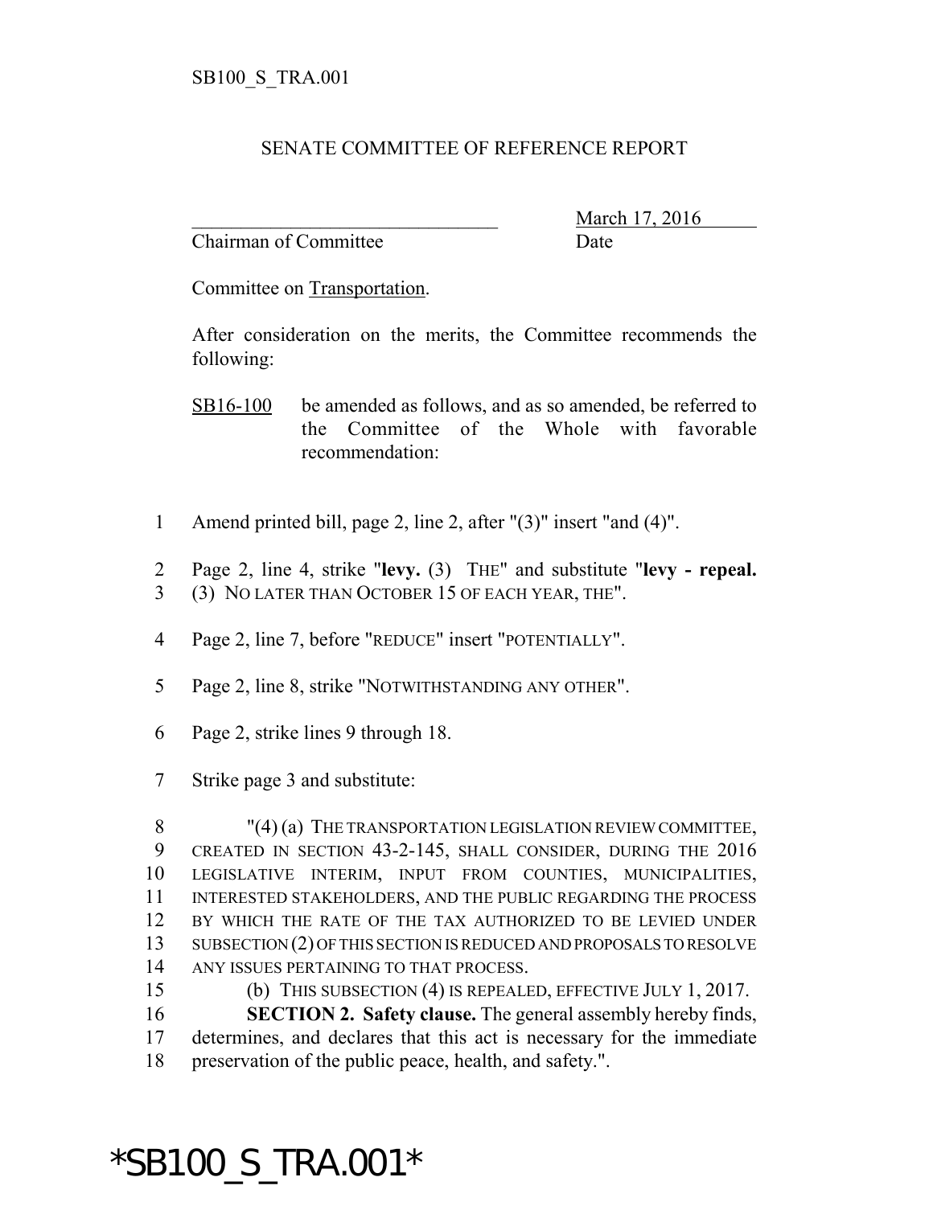SB100_S_TRA.001

# SENATE COMMITTEE OF REFERENCE REPORT

_______________________________ March 17, 2016
Chairman of Committee Date

Committee on Transportation.

After consideration on the merits, the Committee recommends the following:

SB16-100 be amended as follows, and as so amended, be referred to the Committee of the Whole with favorable recommendation:

1 Amend printed bill, page 2, line 2, after "(3)" insert "and (4)".

2 Page 2, line 4, strike "**levy.** (3) THE" and substitute "**levy - repeal.**
3 (3) NO LATER THAN OCTOBER 15 OF EACH YEAR, THE".

4 Page 2, line 7, before "REDUCE" insert "POTENTIALLY".

5 Page 2, line 8, strike "NOTWITHSTANDING ANY OTHER".

6 Page 2, strike lines 9 through 18.

7 Strike page 3 and substitute:

8 "(4) (a) THE TRANSPORTATION LEGISLATION REVIEW COMMITTEE,
9 CREATED IN SECTION 43-2-145, SHALL CONSIDER, DURING THE 2016
10 LEGISLATIVE INTERIM, INPUT FROM COUNTIES, MUNICIPALITIES,
11 INTERESTED STAKEHOLDERS, AND THE PUBLIC REGARDING THE PROCESS
12 BY WHICH THE RATE OF THE TAX AUTHORIZED TO BE LEVIED UNDER
13 SUBSECTION (2) OF THIS SECTION IS REDUCED AND PROPOSALS TO RESOLVE
14 ANY ISSUES PERTAINING TO THAT PROCESS.
15 (b) THIS SUBSECTION (4) IS REPEALED, EFFECTIVE JULY 1, 2017.
16 **SECTION 2. Safety clause.** The general assembly hereby finds,
17 determines, and declares that this act is necessary for the immediate
18 preservation of the public peace, health, and safety.".

*SB100_S_TRA.001*